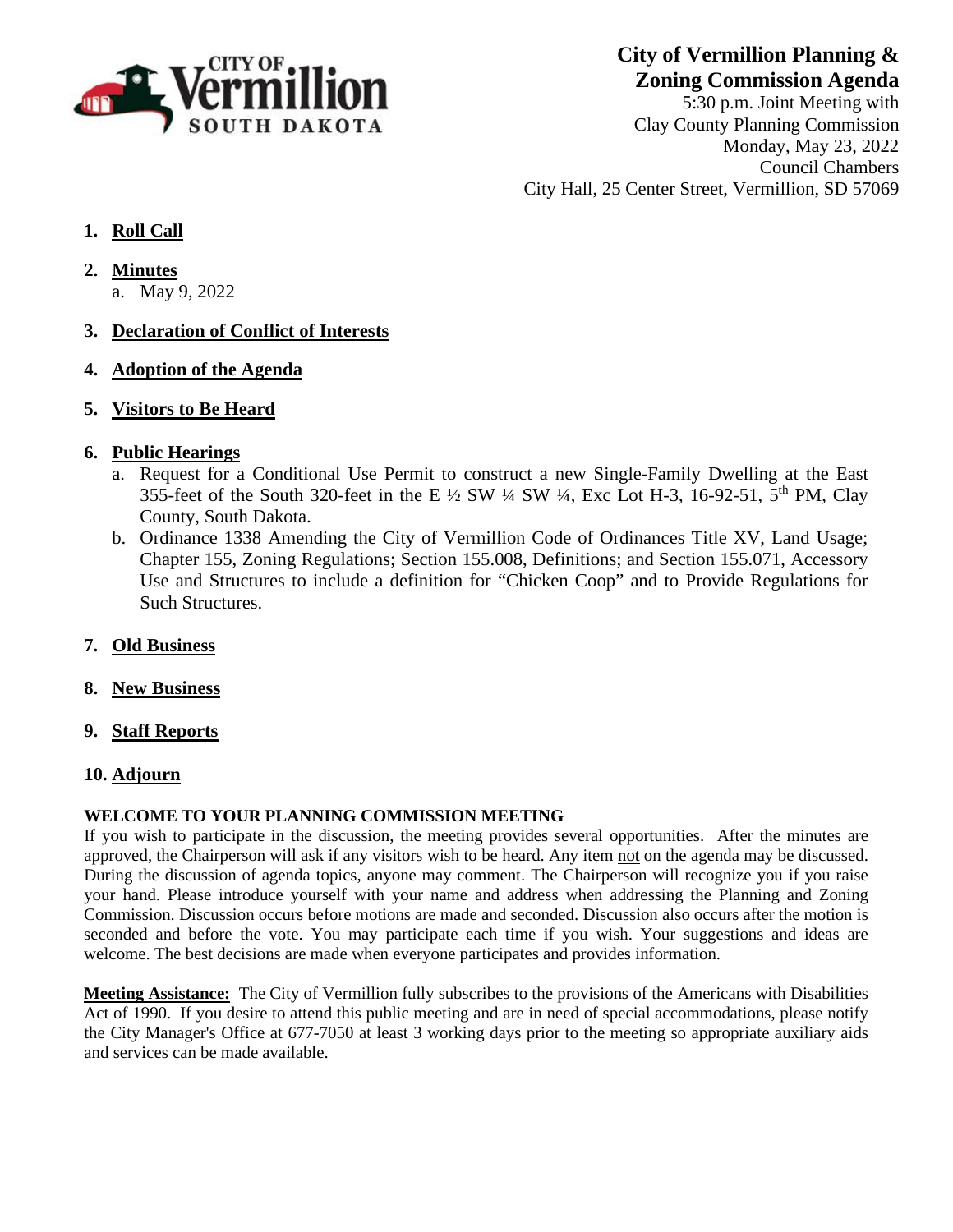# City of Vermillion Planning & Zoning Commission Agenda

5:30 p.m. Joint Meeting with
Clay County Planning Commission
Monday, May 23, 2022
Council Chambers
City Hall, 25 Center Street, Vermillion, SD 57069

1. **Roll Call**
2. **Minutes**
   a. May 9, 2022
3. **Declaration of Conflict of Interests**
4. **Adoption of the Agenda**
5. **Visitors to Be Heard**
6. **Public Hearings**
   a. Request for a Conditional Use Permit to construct a new Single-Family Dwelling at the East 355-feet of the South 320-feet in the E ½ SW ¼ SW ¼, Exc Lot H-3, 16-92-51, 5th PM, Clay County, South Dakota.
   b. Ordinance 1338 Amending the City of Vermillion Code of Ordinances Title XV, Land Usage; Chapter 155, Zoning Regulations; Section 155.008, Definitions; and Section 155.071, Accessory Use and Structures to include a definition for "Chicken Coop" and to Provide Regulations for Such Structures.
7. **Old Business**
8. **New Business**
9. **Staff Reports**
10. **Adjourn**

**WELCOME TO YOUR PLANNING COMMISSION MEETING**

If you wish to participate in the discussion, the meeting provides several opportunities. After the minutes are approved, the Chairperson will ask if any visitors wish to be heard. Any item not on the agenda may be discussed. During the discussion of agenda topics, anyone may comment. The Chairperson will recognize you if you raise your hand. Please introduce yourself with your name and address when addressing the Planning and Zoning Commission. Discussion occurs before motions are made and seconded. Discussion also occurs after the motion is seconded and before the vote. You may participate each time if you wish. Your suggestions and ideas are welcome. The best decisions are made when everyone participates and provides information.

**Meeting Assistance:** The City of Vermillion fully subscribes to the provisions of the Americans with Disabilities Act of 1990. If you desire to attend this public meeting and are in need of special accommodations, please notify the City Manager's Office at 677-7050 at least 3 working days prior to the meeting so appropriate auxiliary aids and services can be made available.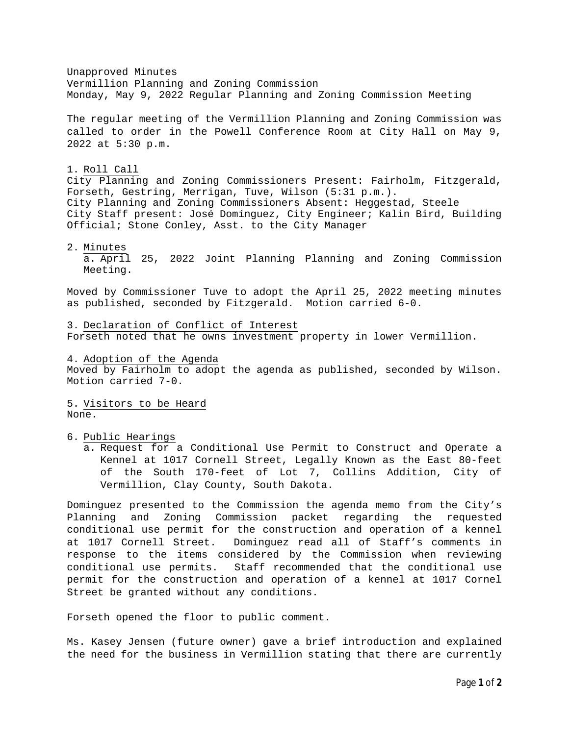Unapproved Minutes
Vermillion Planning and Zoning Commission
Monday, May 9, 2022 Regular Planning and Zoning Commission Meeting

The regular meeting of the Vermillion Planning and Zoning Commission was called to order in the Powell Conference Room at City Hall on May 9, 2022 at 5:30 p.m.

1. Roll Call

City Planning and Zoning Commissioners Present: Fairholm, Fitzgerald, Forseth, Gestring, Merrigan, Tuve, Wilson (5:31 p.m.).
City Planning and Zoning Commissioners Absent: Heggestad, Steele
City Staff present: José Domínguez, City Engineer; Kalin Bird, Building Official; Stone Conley, Asst. to the City Manager

2. Minutes
   a. April 25, 2022 Joint Planning Planning and Zoning Commission Meeting.

Moved by Commissioner Tuve to adopt the April 25, 2022 meeting minutes as published, seconded by Fitzgerald. Motion carried 6-0.

3. Declaration of Conflict of Interest

Forseth noted that he owns investment property in lower Vermillion.

4. Adoption of the Agenda

Moved by Fairholm to adopt the agenda as published, seconded by Wilson. Motion carried 7-0.

5. Visitors to be Heard

None.

6. Public Hearings
   a. Request for a Conditional Use Permit to Construct and Operate a Kennel at 1017 Cornell Street, Legally Known as the East 80-feet of the South 170-feet of Lot 7, Collins Addition, City of Vermillion, Clay County, South Dakota.

Dominguez presented to the Commission the agenda memo from the City's Planning and Zoning Commission packet regarding the requested conditional use permit for the construction and operation of a kennel at 1017 Cornell Street. Dominguez read all of Staff's comments in response to the items considered by the Commission when reviewing conditional use permits. Staff recommended that the conditional use permit for the construction and operation of a kennel at 1017 Cornel Street be granted without any conditions.

Forseth opened the floor to public comment.

Ms. Kasey Jensen (future owner) gave a brief introduction and explained the need for the business in Vermillion stating that there are currently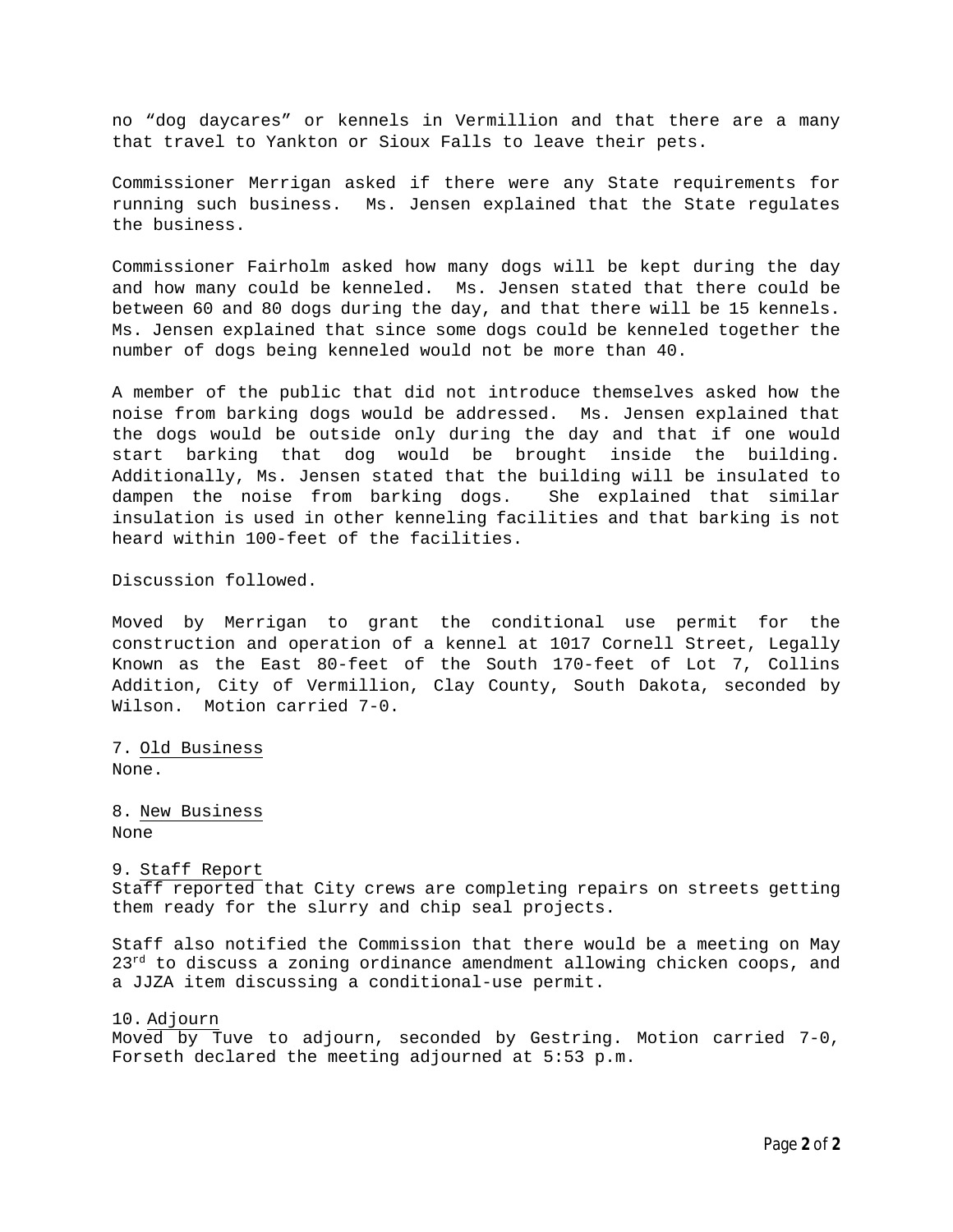no “dog daycares” or kennels in Vermillion and that there are a many that travel to Yankton or Sioux Falls to leave their pets.

Commissioner Merrigan asked if there were any State requirements for running such business. Ms. Jensen explained that the State regulates the business.

Commissioner Fairholm asked how many dogs will be kept during the day and how many could be kenneled. Ms. Jensen stated that there could be between 60 and 80 dogs during the day, and that there will be 15 kennels. Ms. Jensen explained that since some dogs could be kenneled together the number of dogs being kenneled would not be more than 40.

A member of the public that did not introduce themselves asked how the noise from barking dogs would be addressed. Ms. Jensen explained that the dogs would be outside only during the day and that if one would start barking that dog would be brought inside the building. Additionally, Ms. Jensen stated that the building will be insulated to dampen the noise from barking dogs. She explained that similar insulation is used in other kenneling facilities and that barking is not heard within 100-feet of the facilities.

Discussion followed.

Moved by Merrigan to grant the conditional use permit for the construction and operation of a kennel at 1017 Cornell Street, Legally Known as the East 80-feet of the South 170-feet of Lot 7, Collins Addition, City of Vermillion, Clay County, South Dakota, seconded by Wilson. Motion carried 7-0.

7. Old Business
None.

8. New Business
None

9. Staff Report
Staff reported that City crews are completing repairs on streets getting them ready for the slurry and chip seal projects.

Staff also notified the Commission that there would be a meeting on May 23rd to discuss a zoning ordinance amendment allowing chicken coops, and a JJZA item discussing a conditional-use permit.

10. Adjourn
Moved by Tuve to adjourn, seconded by Gestring. Motion carried 7-0, Forseth declared the meeting adjourned at 5:53 p.m.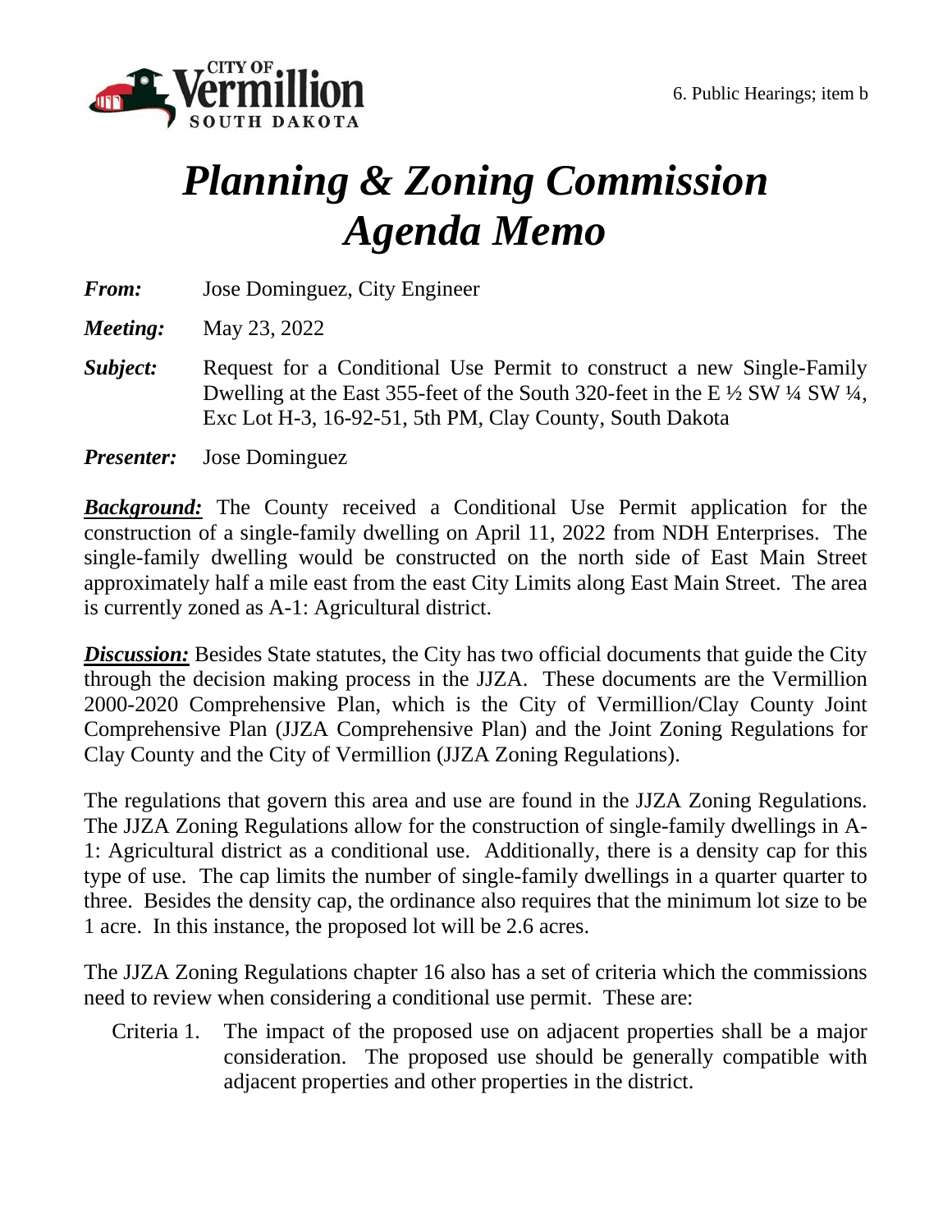6. Public Hearings; item b

# *Planning & Zoning Commission Agenda Memo*

***From:*** Jose Dominguez, City Engineer

***Meeting:*** May 23, 2022

***Subject:*** Request for a Conditional Use Permit to construct a new Single-Family Dwelling at the East 355-feet of the South 320-feet in the E ½ SW ¼ SW ¼, Exc Lot H-3, 16-92-51, 5th PM, Clay County, South Dakota

***Presenter:*** Jose Dominguez

***Background:*** The County received a Conditional Use Permit application for the construction of a single-family dwelling on April 11, 2022 from NDH Enterprises. The single-family dwelling would be constructed on the north side of East Main Street approximately half a mile east from the east City Limits along East Main Street. The area is currently zoned as A-1: Agricultural district.

***Discussion:*** Besides State statutes, the City has two official documents that guide the City through the decision making process in the JJZA. These documents are the Vermillion 2000-2020 Comprehensive Plan, which is the City of Vermillion/Clay County Joint Comprehensive Plan (JJZA Comprehensive Plan) and the Joint Zoning Regulations for Clay County and the City of Vermillion (JJZA Zoning Regulations).

The regulations that govern this area and use are found in the JJZA Zoning Regulations. The JJZA Zoning Regulations allow for the construction of single-family dwellings in A-1: Agricultural district as a conditional use. Additionally, there is a density cap for this type of use. The cap limits the number of single-family dwellings in a quarter quarter to three. Besides the density cap, the ordinance also requires that the minimum lot size to be 1 acre. In this instance, the proposed lot will be 2.6 acres.

The JJZA Zoning Regulations chapter 16 also has a set of criteria which the commissions need to review when considering a conditional use permit. These are:

Criteria 1. The impact of the proposed use on adjacent properties shall be a major consideration. The proposed use should be generally compatible with adjacent properties and other properties in the district.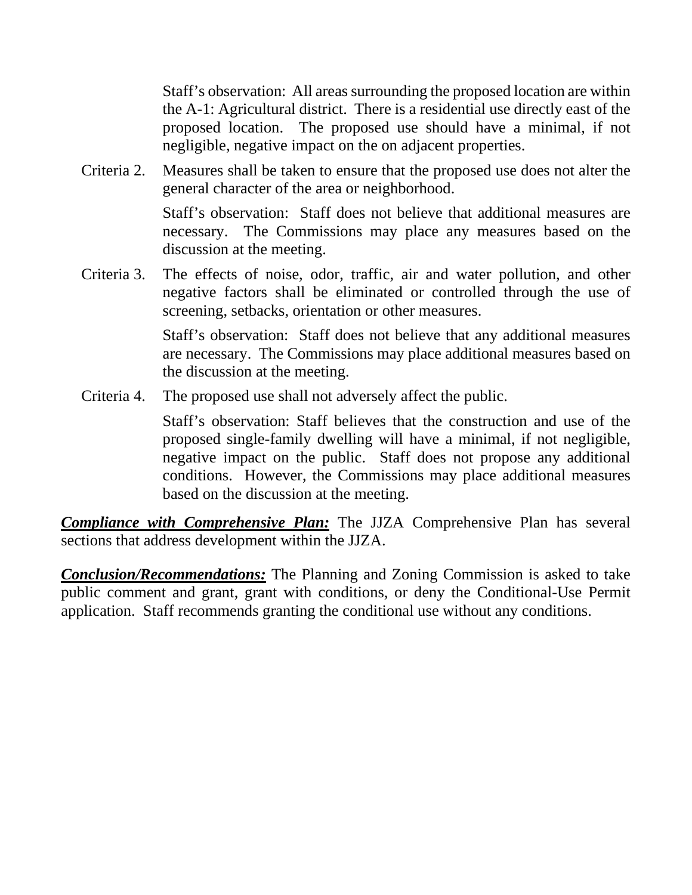Staff's observation: All areas surrounding the proposed location are within the A-1: Agricultural district. There is a residential use directly east of the proposed location. The proposed use should have a minimal, if not negligible, negative impact on the on adjacent properties.

Criteria 2. Measures shall be taken to ensure that the proposed use does not alter the general character of the area or neighborhood.

Staff's observation: Staff does not believe that additional measures are necessary. The Commissions may place any measures based on the discussion at the meeting.

Criteria 3. The effects of noise, odor, traffic, air and water pollution, and other negative factors shall be eliminated or controlled through the use of screening, setbacks, orientation or other measures.

Staff's observation: Staff does not believe that any additional measures are necessary. The Commissions may place additional measures based on the discussion at the meeting.

Criteria 4. The proposed use shall not adversely affect the public.

Staff's observation: Staff believes that the construction and use of the proposed single-family dwelling will have a minimal, if not negligible, negative impact on the public. Staff does not propose any additional conditions. However, the Commissions may place additional measures based on the discussion at the meeting.

***Compliance with Comprehensive Plan:*** The JJZA Comprehensive Plan has several sections that address development within the JJZA.

***Conclusion/Recommendations:*** The Planning and Zoning Commission is asked to take public comment and grant, grant with conditions, or deny the Conditional-Use Permit application. Staff recommends granting the conditional use without any conditions.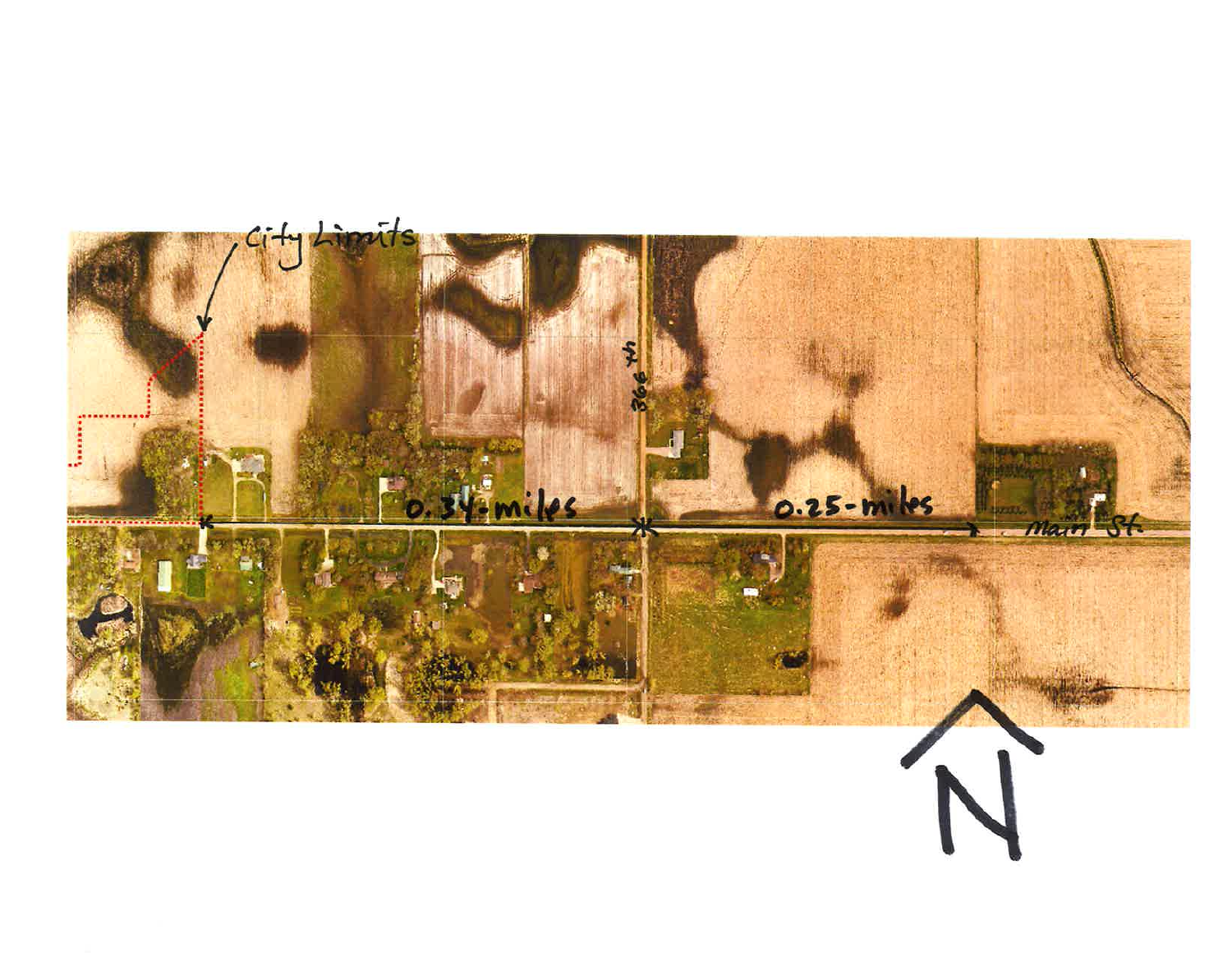City Limits

366th

0.34-miles

0.25-miles

Main St.

N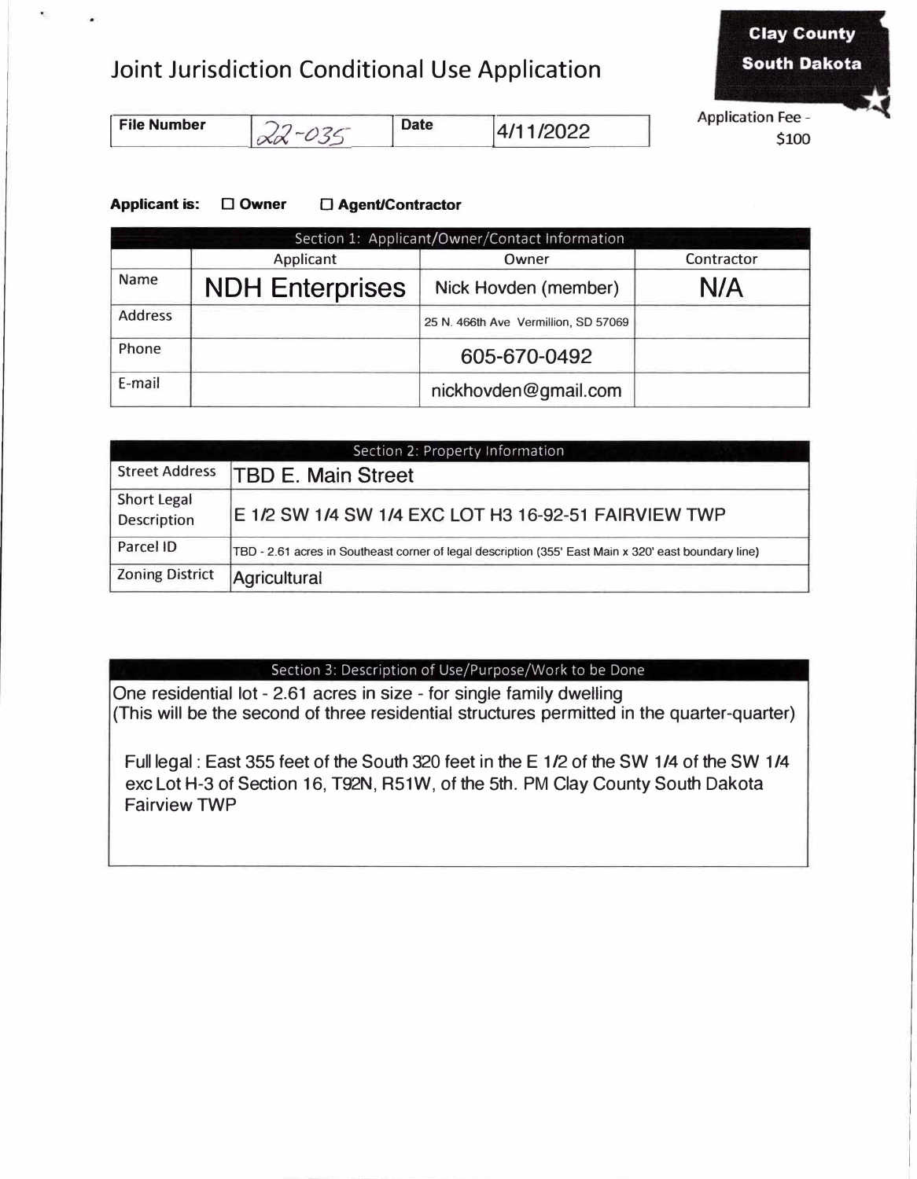# Joint Jurisdiction Conditional Use Application

**Clay County South Dakota**

| File Number | 22-035 | Date | 4/11/2022 |
|---|---|---|---|

Application Fee - $100

**Applicant is:** ☐ **Owner** ☐ **Agent/Contractor**

| Section 1: Applicant/Owner/Contact Information | | | |
|---|---|---|---|
| | Applicant | Owner | Contractor |
| Name | NDH Enterprises | Nick Hovden (member) | N/A |
| Address | | 25 N. 466th Ave Vermillion, SD 57069 | |
| Phone | | 605-670-0492 | |
| E-mail | | nickhovden@gmail.com | |

| Section 2: Property Information | |
|---|---|
| Street Address | TBD E. Main Street |
| Short Legal Description | E 1/2 SW 1/4 SW 1/4 EXC LOT H3 16-92-51 FAIRVIEW TWP |
| Parcel ID | TBD - 2.61 acres in Southeast corner of legal description (355' East Main x 320' east boundary line) |
| Zoning District | Agricultural |

| Section 3: Description of Use/Purpose/Work to be Done |
|---|
| One residential lot - 2.61 acres in size - for single family dwelling (This will be the second of three residential structures permitted in the quarter-quarter)<br><br>Full legal : East 355 feet of the South 320 feet in the E 1/2 of the SW 1/4 of the SW 1/4 exc Lot H-3 of Section 16, T92N, R51W, of the 5th. PM Clay County South Dakota Fairview TWP |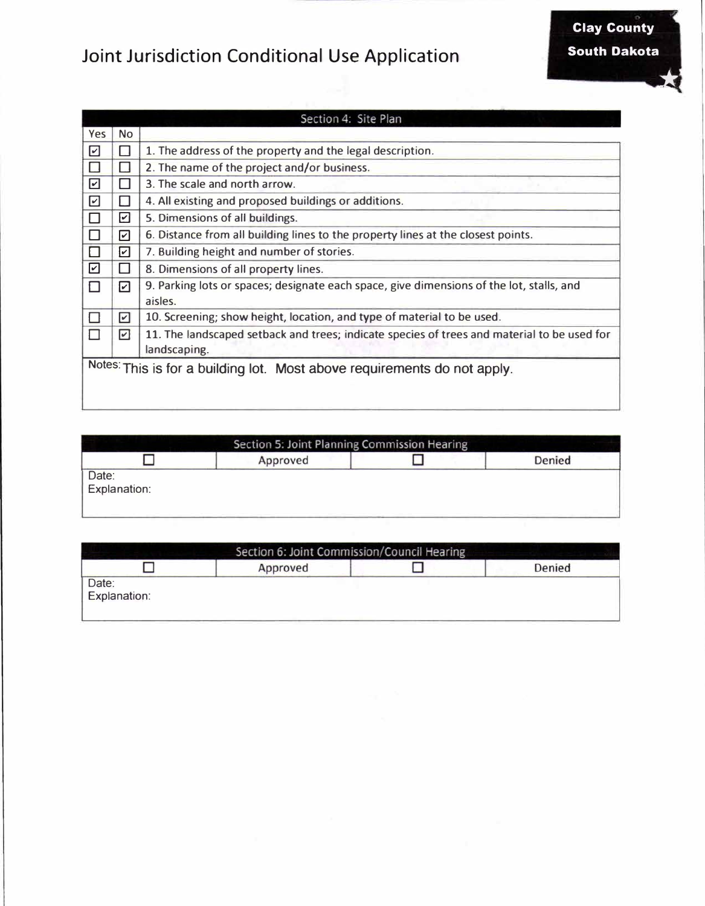# Joint Jurisdiction Conditional Use Application

**Clay County South Dakota**

| Section 4: Site Plan | | |
|---|---|---|
| Yes | No | |
| ☑ | ☐ | 1. The address of the property and the legal description. |
| ☐ | ☐ | 2. The name of the project and/or business. |
| ☑ | ☐ | 3. The scale and north arrow. |
| ☑ | ☐ | 4. All existing and proposed buildings or additions. |
| ☐ | ☑ | 5. Dimensions of all buildings. |
| ☐ | ☑ | 6. Distance from all building lines to the property lines at the closest points. |
| ☐ | ☑ | 7. Building height and number of stories. |
| ☑ | ☐ | 8. Dimensions of all property lines. |
| ☐ | ☑ | 9. Parking lots or spaces; designate each space, give dimensions of the lot, stalls, and aisles. |
| ☐ | ☑ | 10. Screening; show height, location, and type of material to be used. |
| ☐ | ☑ | 11. The landscaped setback and trees; indicate species of trees and material to be used for landscaping. |

Notes: This is for a building lot. Most above requirements do not apply.

| Section 5: Joint Planning Commission Hearing | | | |
|---|---|---|---|
| ☐ | Approved | ☐ | Denied |

Date:
Explanation:

| Section 6: Joint Commission/Council Hearing | | | |
|---|---|---|---|
| ☐ | Approved | ☐ | Denied |

Date:
Explanation: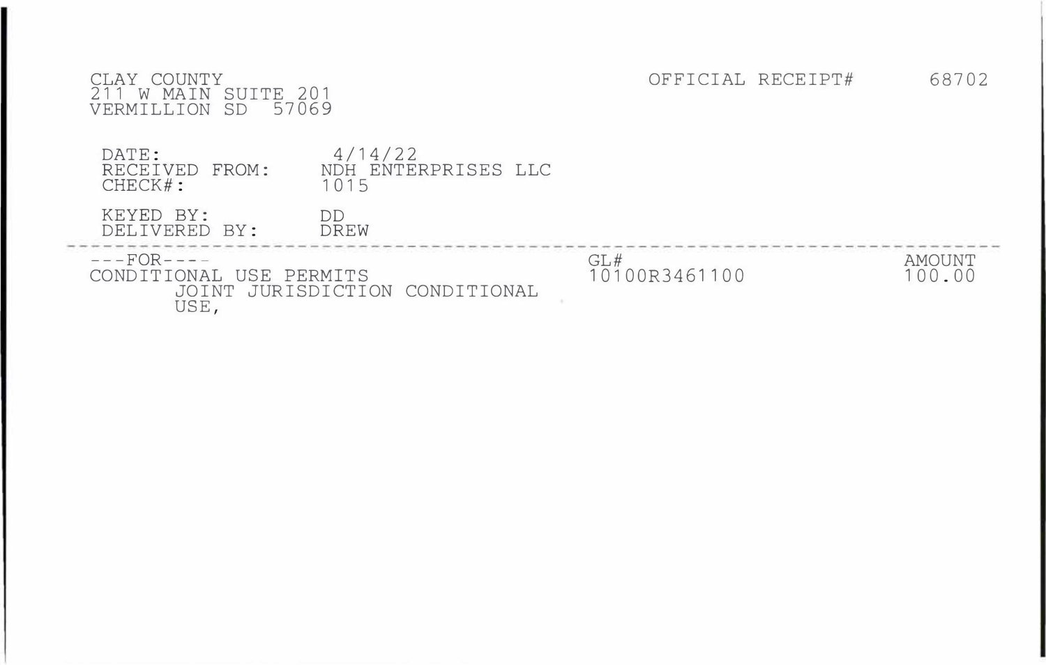CLAY COUNTY
211 W MAIN SUITE 201
VERMILLION SD 57069

OFFICIAL RECEIPT# 68702

DATE: 4/14/22
RECEIVED FROM: NDH ENTERPRISES LLC
CHECK#: 1015

KEYED BY: DD
DELIVERED BY: DREW

---

| ---FOR---- | GL# | AMOUNT |
|---|---|---|
| CONDITIONAL USE PERMITS<br>JOINT JURISDICTION CONDITIONAL USE, | 10100R3461100 | 100.00 |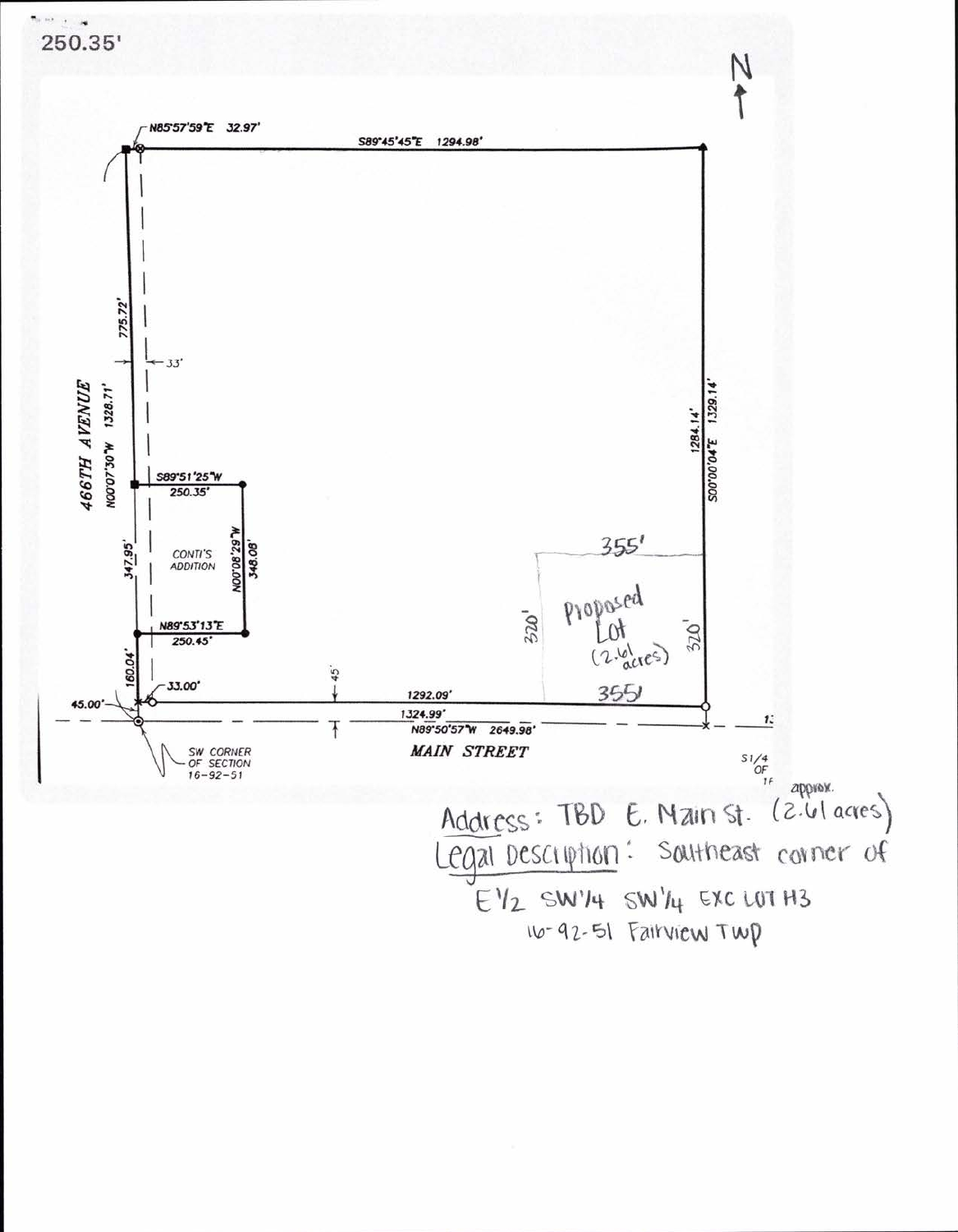250.35'

N

N85°57'59"E 32.97'

S89°45'45"E 1294.98'

775.72'

33'

466TH AVENUE

N00°07'30"W 1328.71'

1284.14'

S00°00'04"E 1329.14'

S89°51'25"W

250.35'

347.95'

CONTI'S ADDITION

N00°08'29"W

348.08'

355'

Proposed Lot (2.61 acres)

320'

320'

N89°53'13"E

250.45'

160.04'

33.00'

45'

45.00'

1292.09'

355'

1324.99'

N89°50'57"W 2649.98'

MAIN STREET

SW CORNER OF SECTION 16-92-51

S1/4 OF 16

Address: TBD E. Main St. (approx. 2.61 acres)

Legal Description: Southeast corner of E1/2 SW1/4 SW1/4 EXC LOT H3 16-92-51 Fairview Twp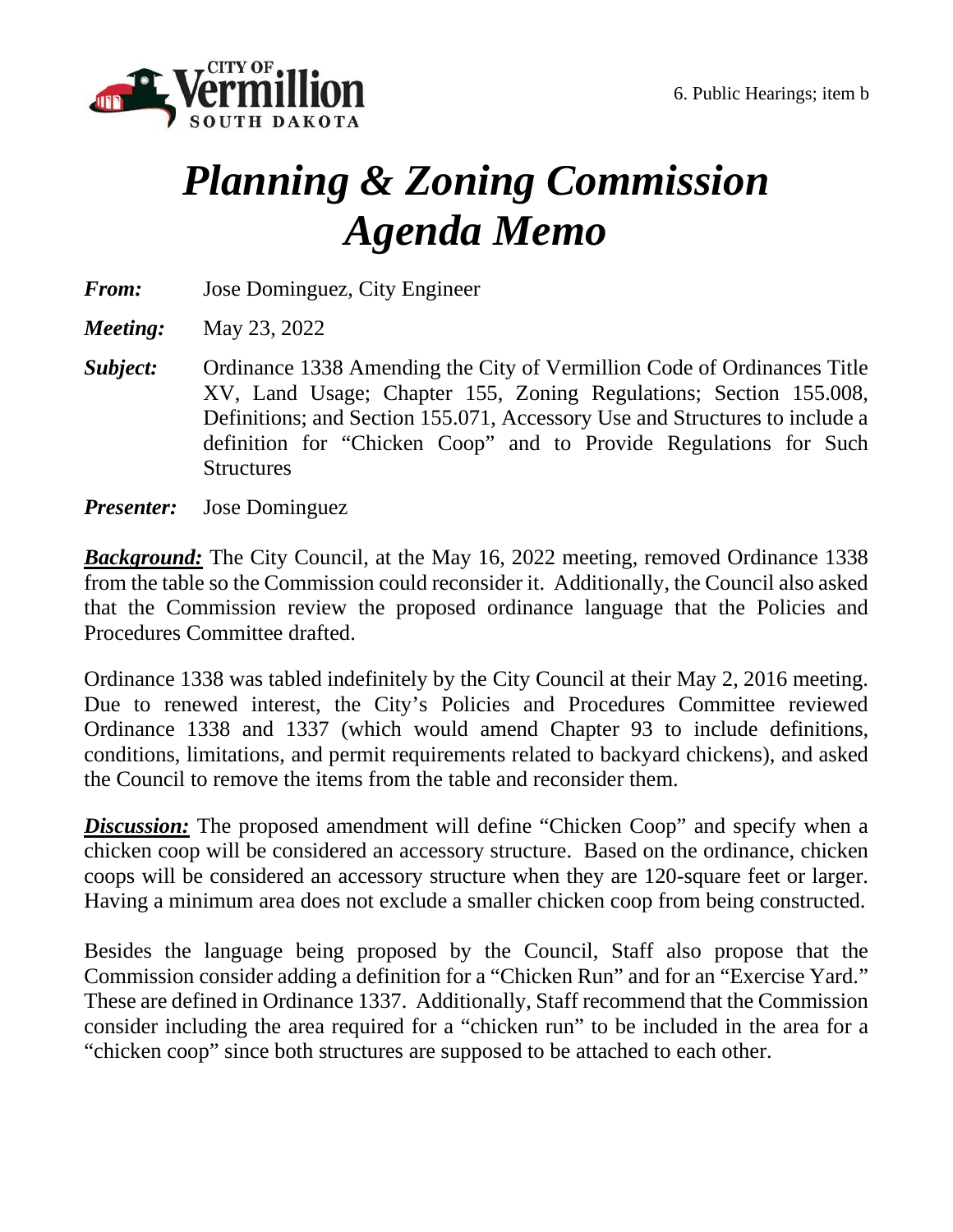6. Public Hearings; item b

# *Planning & Zoning Commission Agenda Memo*

***From:*** Jose Dominguez, City Engineer

***Meeting:*** May 23, 2022

***Subject:*** Ordinance 1338 Amending the City of Vermillion Code of Ordinances Title XV, Land Usage; Chapter 155, Zoning Regulations; Section 155.008, Definitions; and Section 155.071, Accessory Use and Structures to include a definition for "Chicken Coop" and to Provide Regulations for Such Structures

***Presenter:*** Jose Dominguez

***Background:*** The City Council, at the May 16, 2022 meeting, removed Ordinance 1338 from the table so the Commission could reconsider it. Additionally, the Council also asked that the Commission review the proposed ordinance language that the Policies and Procedures Committee drafted.

Ordinance 1338 was tabled indefinitely by the City Council at their May 2, 2016 meeting. Due to renewed interest, the City's Policies and Procedures Committee reviewed Ordinance 1338 and 1337 (which would amend Chapter 93 to include definitions, conditions, limitations, and permit requirements related to backyard chickens), and asked the Council to remove the items from the table and reconsider them.

***Discussion:*** The proposed amendment will define "Chicken Coop" and specify when a chicken coop will be considered an accessory structure. Based on the ordinance, chicken coops will be considered an accessory structure when they are 120-square feet or larger. Having a minimum area does not exclude a smaller chicken coop from being constructed.

Besides the language being proposed by the Council, Staff also propose that the Commission consider adding a definition for a "Chicken Run" and for an "Exercise Yard." These are defined in Ordinance 1337. Additionally, Staff recommend that the Commission consider including the area required for a "chicken run" to be included in the area for a "chicken coop" since both structures are supposed to be attached to each other.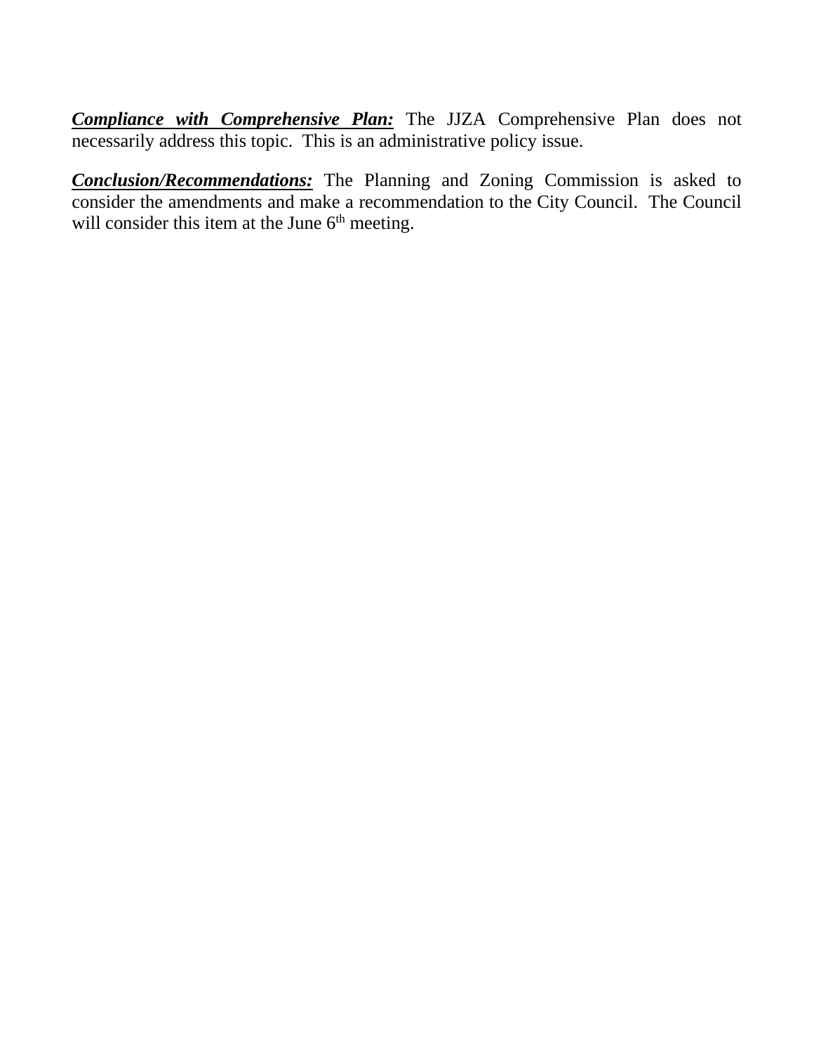***Compliance with Comprehensive Plan:*** The JJZA Comprehensive Plan does not necessarily address this topic. This is an administrative policy issue.

***Conclusion/Recommendations:*** The Planning and Zoning Commission is asked to consider the amendments and make a recommendation to the City Council. The Council will consider this item at the June 6th meeting.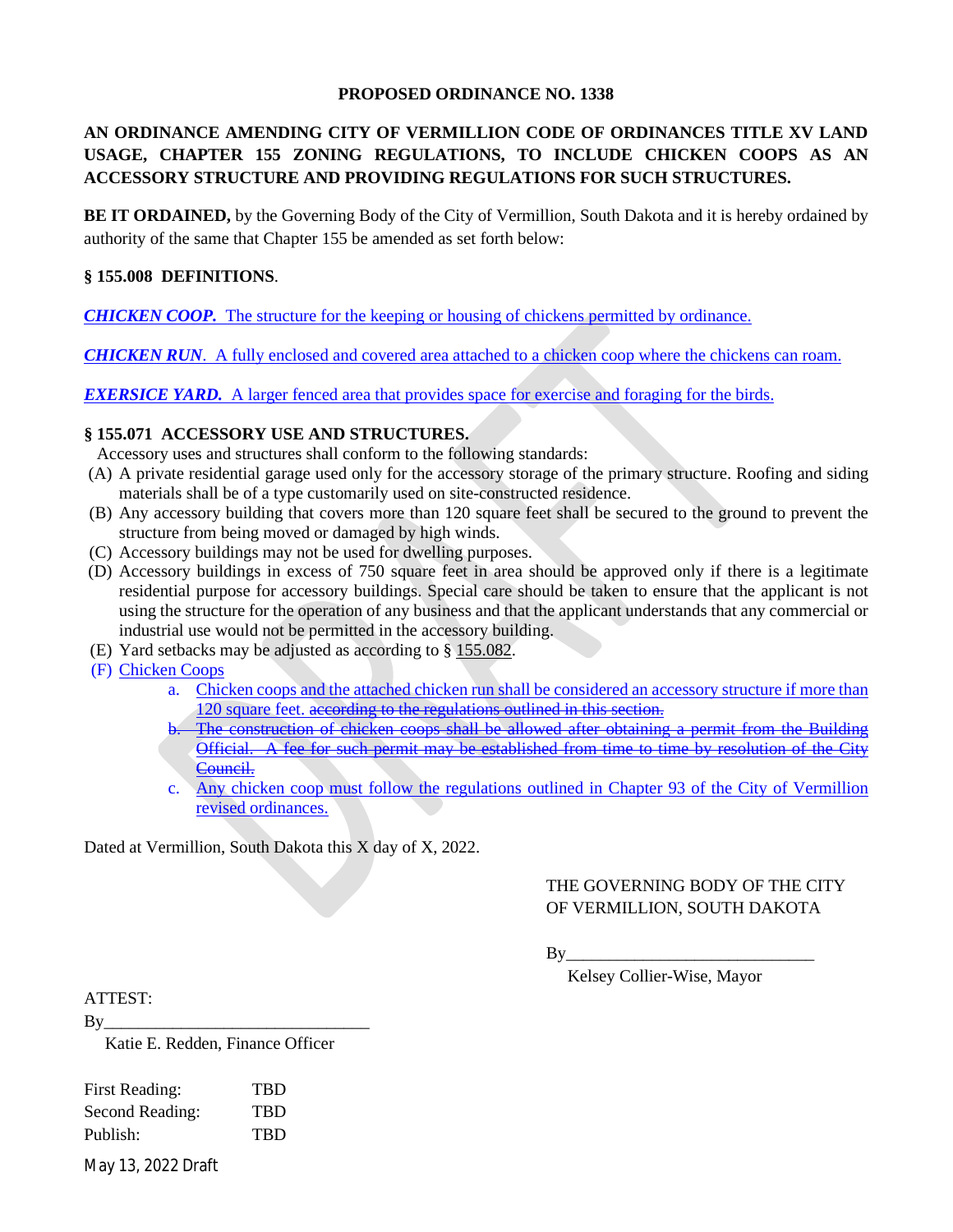**PROPOSED ORDINANCE NO. 1338**

**AN ORDINANCE AMENDING CITY OF VERMILLION CODE OF ORDINANCES TITLE XV LAND USAGE, CHAPTER 155 ZONING REGULATIONS, TO INCLUDE CHICKEN COOPS AS AN ACCESSORY STRUCTURE AND PROVIDING REGULATIONS FOR SUCH STRUCTURES.**

**BE IT ORDAINED,** by the Governing Body of the City of Vermillion, South Dakota and it is hereby ordained by authority of the same that Chapter 155 be amended as set forth below:

**§ 155.008 DEFINITIONS**.

***CHICKEN COOP.*** The structure for the keeping or housing of chickens permitted by ordinance.

***CHICKEN RUN***. A fully enclosed and covered area attached to a chicken coop where the chickens can roam.

***EXERSICE YARD.*** A larger fenced area that provides space for exercise and foraging for the birds.

**§ 155.071 ACCESSORY USE AND STRUCTURES.**

Accessory uses and structures shall conform to the following standards:

(A) A private residential garage used only for the accessory storage of the primary structure. Roofing and siding materials shall be of a type customarily used on site-constructed residence.

(B) Any accessory building that covers more than 120 square feet shall be secured to the ground to prevent the structure from being moved or damaged by high winds.

(C) Accessory buildings may not be used for dwelling purposes.

(D) Accessory buildings in excess of 750 square feet in area should be approved only if there is a legitimate residential purpose for accessory buildings. Special care should be taken to ensure that the applicant is not using the structure for the operation of any business and that the applicant understands that any commercial or industrial use would not be permitted in the accessory building.

(E) Yard setbacks may be adjusted as according to § 155.082.

(F) Chicken Coops

a. Chicken coops and the attached chicken run shall be considered an accessory structure if more than 120 square feet. ~~according to the regulations outlined in this section.~~

~~b. The construction of chicken coops shall be allowed after obtaining a permit from the Building Official. A fee for such permit may be established from time to time by resolution of the City Council.~~

c. Any chicken coop must follow the regulations outlined in Chapter 93 of the City of Vermillion revised ordinances.

Dated at Vermillion, South Dakota this X day of X, 2022.

THE GOVERNING BODY OF THE CITY OF VERMILLION, SOUTH DAKOTA

By_____________________________
Kelsey Collier-Wise, Mayor

ATTEST:

By_______________________________
Katie E. Redden, Finance Officer

| | |
|---|---|
| First Reading: | TBD |
| Second Reading: | TBD |
| Publish: | TBD |

May 13, 2022 Draft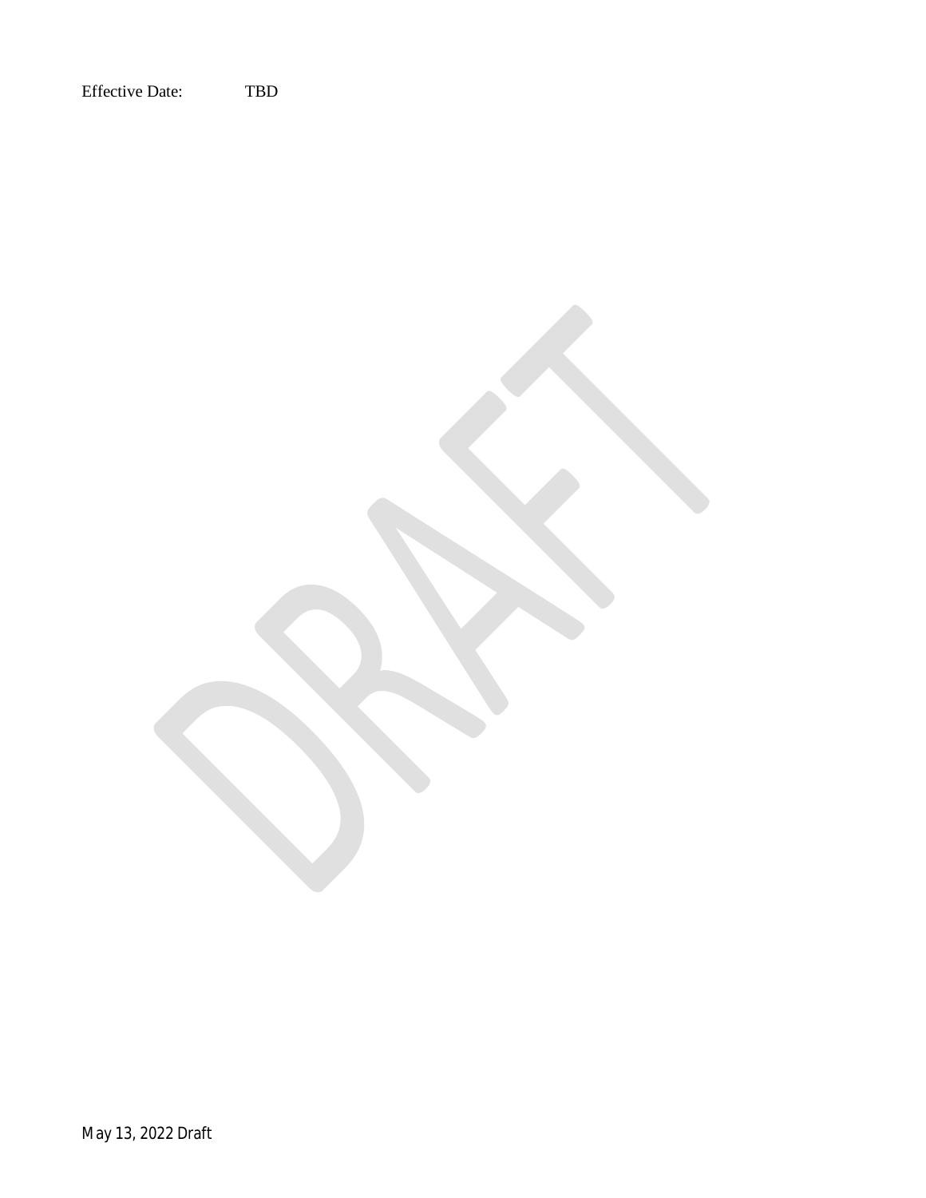Effective Date: TBD